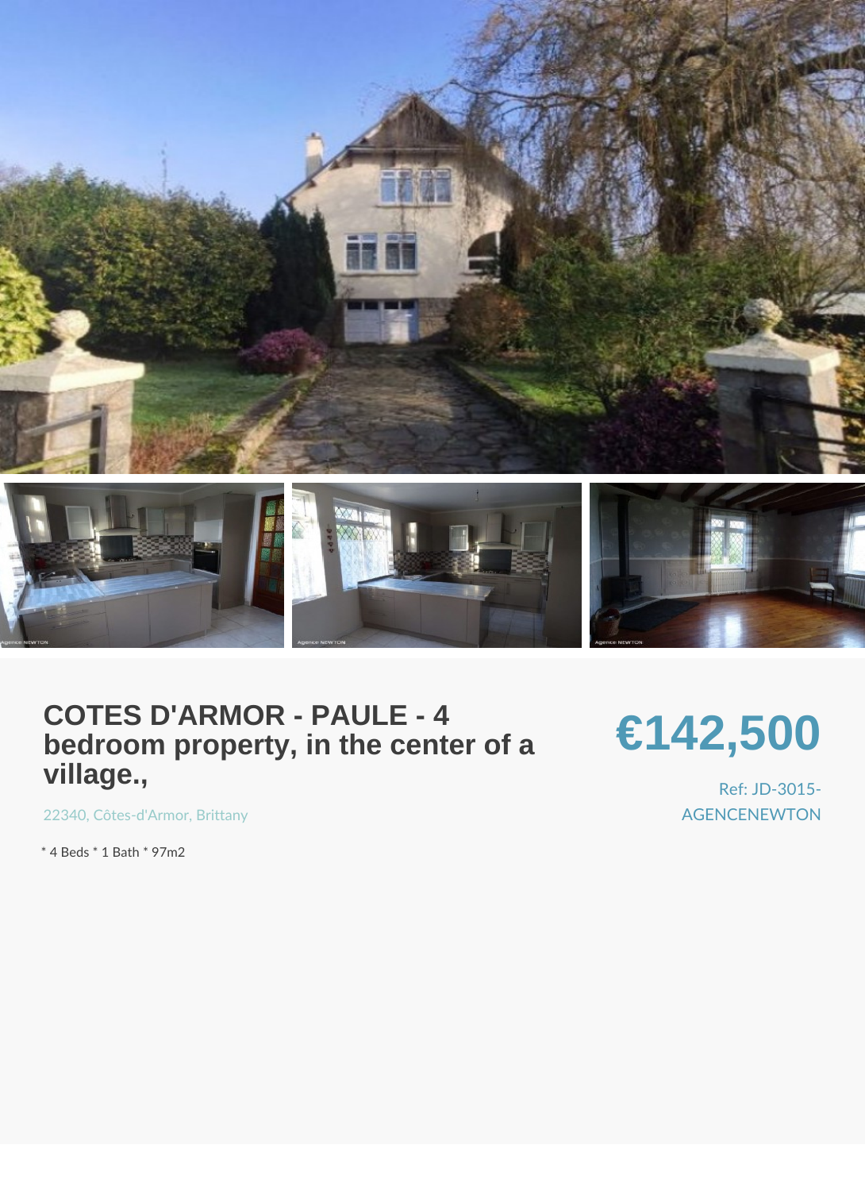# COTES D'ARMOR - PAULE - 4 bedroom property, in the center of a village.,

22340, Côtes-d'Armor, Brittany

* 4 Beds * 1 Bath * 97m2

**€142,500**

Ref: JD-3015-AGENCENEWTON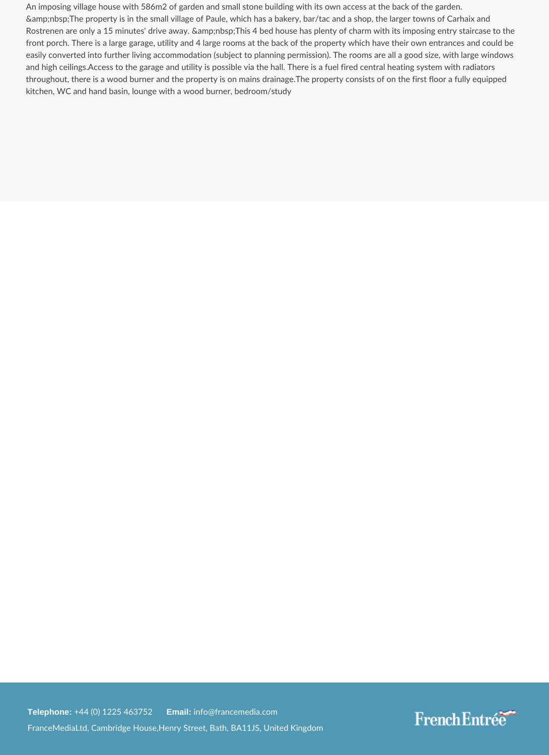An imposing village house with 586m2 of garden and small stone building with its own access at the back of the garden. &amp;nbsp;The property is in the small village of Paule, which has a bakery, bar/tac and a shop, the larger towns of Carhaix and Rostrenen are only a 15 minutes' drive away. &amp;nbsp;This 4 bed house has plenty of charm with its imposing entry staircase to the front porch. There is a large garage, utility and 4 large rooms at the back of the property which have their own entrances and could be easily converted into further living accommodation (subject to planning permission). The rooms are all a good size, with large windows and high ceilings.Access to the garage and utility is possible via the hall. There is a fuel fired central heating system with radiators throughout, there is a wood burner and the property is on mains drainage.The property consists of on the first floor a fully equipped kitchen, WC and hand basin, lounge with a wood burner, bedroom/study

**Telephone:** +44 (0) 1225 463752 **Email:** info@francemedia.com

FranceMediaLtd, Cambridge House,Henry Street, Bath, BA11JS, United Kingdom

French Entrée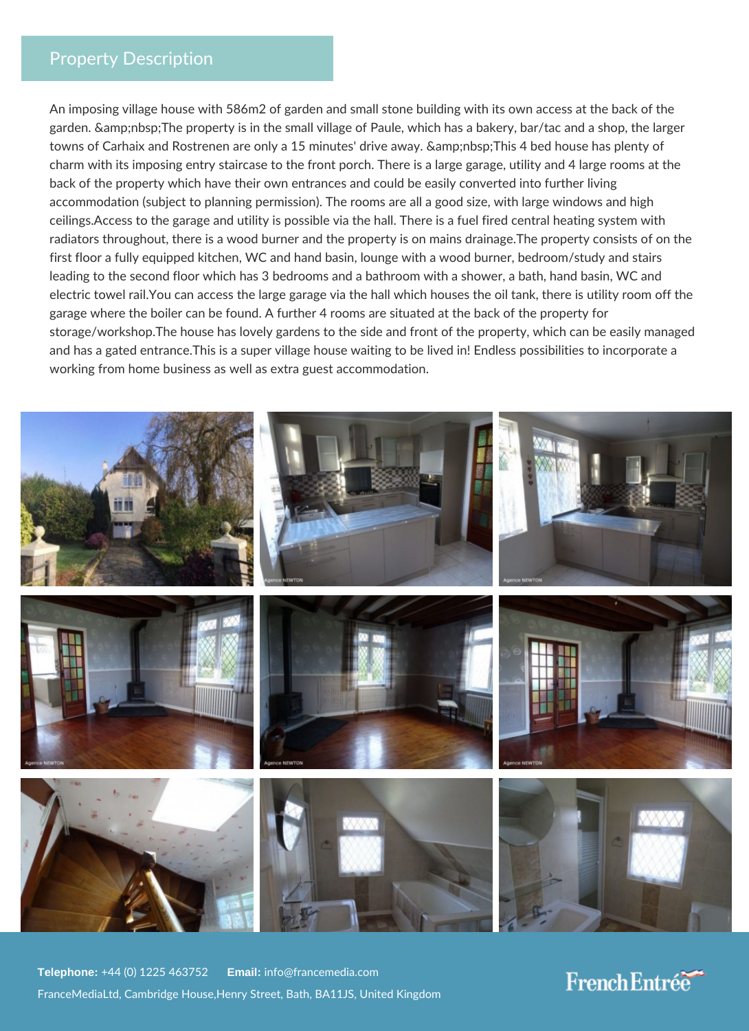## Property Description

An imposing village house with 586m2 of garden and small stone building with its own access at the back of the garden. &amp;nbsp;The property is in the small village of Paule, which has a bakery, bar/tac and a shop, the larger towns of Carhaix and Rostrenen are only a 15 minutes' drive away. &amp;nbsp;This 4 bed house has plenty of charm with its imposing entry staircase to the front porch. There is a large garage, utility and 4 large rooms at the back of the property which have their own entrances and could be easily converted into further living accommodation (subject to planning permission). The rooms are all a good size, with large windows and high ceilings.Access to the garage and utility is possible via the hall. There is a fuel fired central heating system with radiators throughout, there is a wood burner and the property is on mains drainage.The property consists of on the first floor a fully equipped kitchen, WC and hand basin, lounge with a wood burner, bedroom/study and stairs leading to the second floor which has 3 bedrooms and a bathroom with a shower, a bath, hand basin, WC and electric towel rail.You can access the large garage via the hall which houses the oil tank, there is utility room off the garage where the boiler can be found. A further 4 rooms are situated at the back of the property for storage/workshop.The house has lovely gardens to the side and front of the property, which can be easily managed and has a gated entrance.This is a super village house waiting to be lived in! Endless possibilities to incorporate a working from home business as well as extra guest accommodation.

**Telephone:** +44 (0) 1225 463752 **Email:** info@francemedia.com

FranceMediaLtd, Cambridge House,Henry Street, Bath, BA11JS, United Kingdom